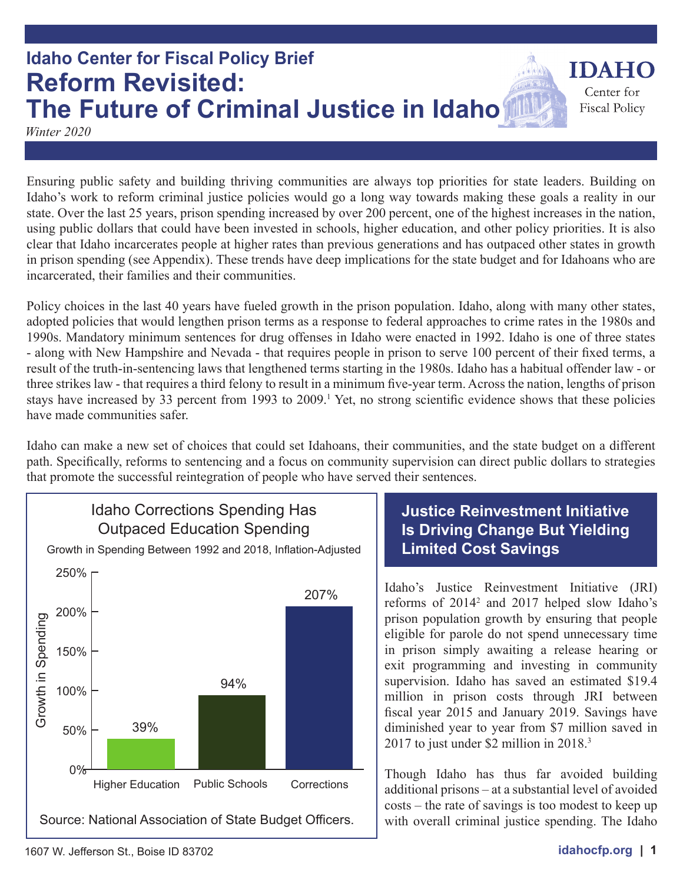Idaho Center for Fiscal Policy Brief

# Reform Revisited: The Future of Criminal Justice in Idaho

*Winter 2020*

Ensuring public safety and building thriving communities are always top priorities for state leaders. Building on Idaho's work to reform criminal justice policies would go a long way towards making these goals a reality in our state. Over the last 25 years, prison spending increased by over 200 percent, one of the highest increases in the nation, using public dollars that could have been invested in schools, higher education, and other policy priorities. It is also clear that Idaho incarcerates people at higher rates than previous generations and has outpaced other states in growth in prison spending (see Appendix). These trends have deep implications for the state budget and for Idahoans who are incarcerated, their families and their communities.

Policy choices in the last 40 years have fueled growth in the prison population. Idaho, along with many other states, adopted policies that would lengthen prison terms as a response to federal approaches to crime rates in the 1980s and 1990s. Mandatory minimum sentences for drug offenses in Idaho were enacted in 1992. Idaho is one of three states - along with New Hampshire and Nevada - that requires people in prison to serve 100 percent of their fixed terms, a result of the truth-in-sentencing laws that lengthened terms starting in the 1980s. Idaho has a habitual offender law - or three strikes law - that requires a third felony to result in a minimum five-year term. Across the nation, lengths of prison stays have increased by 33 percent from 1993 to 2009.[1] Yet, no strong scientific evidence shows that these policies have made communities safer.

Idaho can make a new set of choices that could set Idahoans, their communities, and the state budget on a different path. Specifically, reforms to sentencing and a focus on community supervision can direct public dollars to strategies that promote the successful reintegration of people who have served their sentences.

**Idaho Corrections Spending Has Outpaced Education Spending**

Growth in Spending Between 1992 and 2018, Inflation-Adjusted

| Category | Growth in Spending |
|---|---|
| Higher Education | 39% |
| Public Schools | 94% |
| Corrections | 207% |

Source: National Association of State Budget Officers.

## Justice Reinvestment Initiative Is Driving Change But Yielding Limited Cost Savings

Idaho's Justice Reinvestment Initiative (JRI) reforms of 2014[2] and 2017 helped slow Idaho's prison population growth by ensuring that people eligible for parole do not spend unnecessary time in prison simply awaiting a release hearing or exit programming and investing in community supervision. Idaho has saved an estimated $19.4 million in prison costs through JRI between fiscal year 2015 and January 2019. Savings have diminished year to year from $7 million saved in 2017 to just under $2 million in 2018.[3]

Though Idaho has thus far avoided building additional prisons – at a substantial level of avoided costs – the rate of savings is too modest to keep up with overall criminal justice spending. The Idaho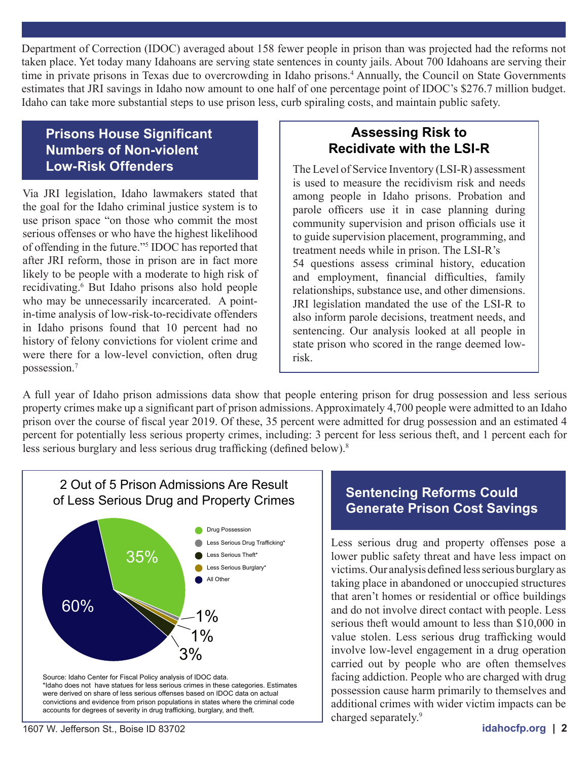Department of Correction (IDOC) averaged about 158 fewer people in prison than was projected had the reforms not taken place. Yet today many Idahoans are serving state sentences in county jails. About 700 Idahoans are serving their time in private prisons in Texas due to overcrowding in Idaho prisons.[4] Annually, the Council on State Governments estimates that JRI savings in Idaho now amount to one half of one percentage point of IDOC's $276.7 million budget. Idaho can take more substantial steps to use prison less, curb spiraling costs, and maintain public safety.

## Prisons House Significant Numbers of Non-violent Low-Risk Offenders

Via JRI legislation, Idaho lawmakers stated that the goal for the Idaho criminal justice system is to use prison space "on those who commit the most serious offenses or who have the highest likelihood of offending in the future."[5] IDOC has reported that after JRI reform, those in prison are in fact more likely to be people with a moderate to high risk of recidivating.[6] But Idaho prisons also hold people who may be unnecessarily incarcerated. A point-in-time analysis of low-risk-to-recidivate offenders in Idaho prisons found that 10 percent had no history of felony convictions for violent crime and were there for a low-level conviction, often drug possession.[7]

### Assessing Risk to Recidivate with the LSI-R

The Level of Service Inventory (LSI-R) assessment is used to measure the recidivism risk and needs among people in Idaho prisons. Probation and parole officers use it in case planning during community supervision and prison officials use it to guide supervision placement, programming, and treatment needs while in prison. The LSI-R's 54 questions assess criminal history, education and employment, financial difficulties, family relationships, substance use, and other dimensions. JRI legislation mandated the use of the LSI-R to also inform parole decisions, treatment needs, and sentencing. Our analysis looked at all people in state prison who scored in the range deemed low-risk.

A full year of Idaho prison admissions data show that people entering prison for drug possession and less serious property crimes make up a significant part of prison admissions. Approximately 4,700 people were admitted to an Idaho prison over the course of fiscal year 2019. Of these, 35 percent were admitted for drug possession and an estimated 4 percent for potentially less serious property crimes, including: 3 percent for less serious theft, and 1 percent each for less serious burglary and less serious drug trafficking (defined below).[8]

**2 Out of 5 Prison Admissions Are Result of Less Serious Drug and Property Crimes**

| Category | Share |
|---|---|
| Drug Possession | 35% |
| Less Serious Drug Trafficking* | 1% |
| Less Serious Theft* | 3% |
| Less Serious Burglary* | 1% |
| All Other | 60% |

Source: Idaho Center for Fiscal Policy analysis of IDOC data.
*Idaho does not have statues for less serious crimes in these categories. Estimates were derived on share of less serious offenses based on IDOC data on actual convictions and evidence from prison populations in states where the criminal code accounts for degrees of severity in drug trafficking, burglary, and theft.

## Sentencing Reforms Could Generate Prison Cost Savings

Less serious drug and property offenses pose a lower public safety threat and have less impact on victims. Our analysis defined less serious burglary as taking place in abandoned or unoccupied structures that aren't homes or residential or office buildings and do not involve direct contact with people. Less serious theft would amount to less than $10,000 in value stolen. Less serious drug trafficking would involve low-level engagement in a drug operation carried out by people who are often themselves facing addiction. People who are charged with drug possession cause harm primarily to themselves and additional crimes with wider victim impacts can be charged separately.[9]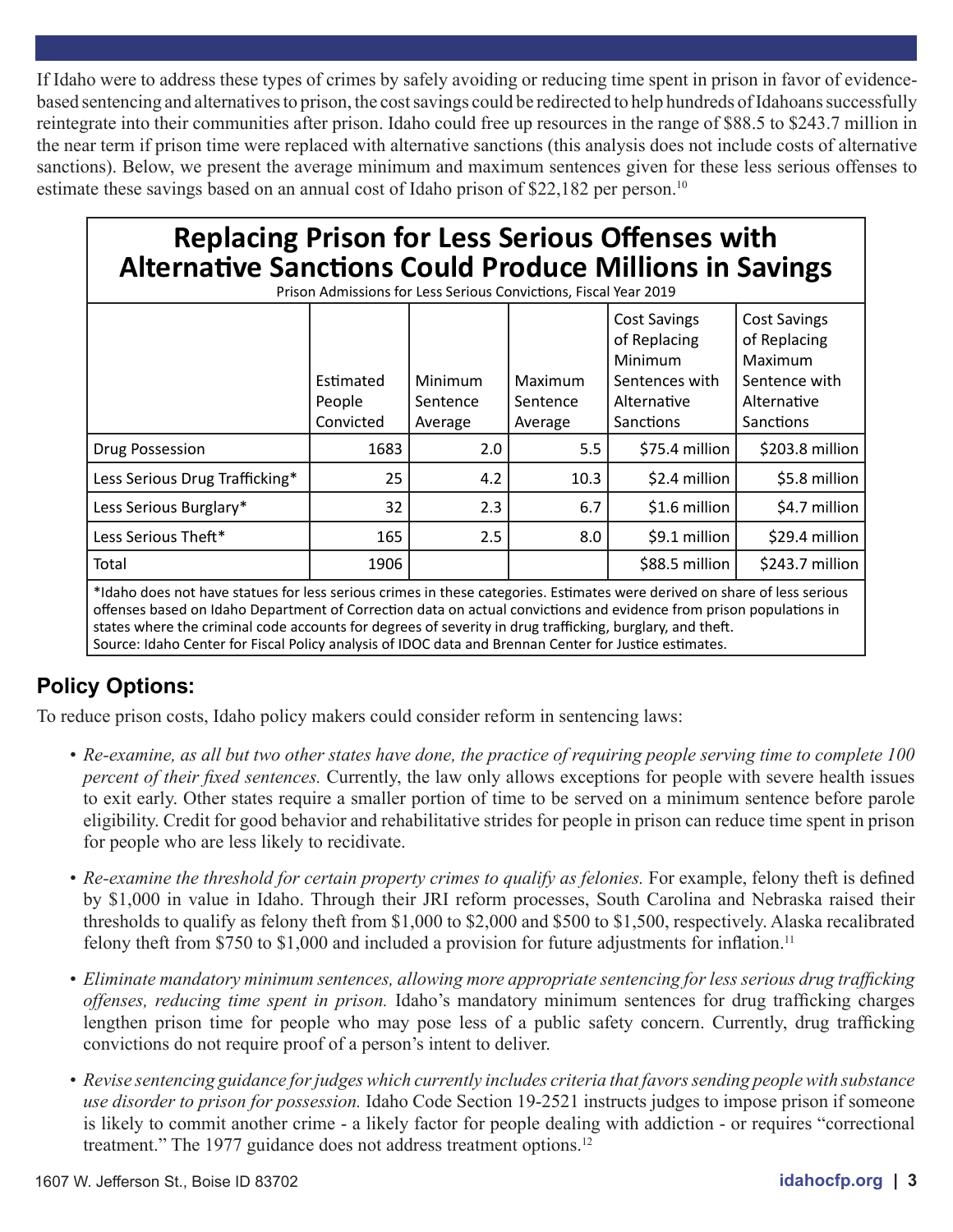If Idaho were to address these types of crimes by safely avoiding or reducing time spent in prison in favor of evidence-based sentencing and alternatives to prison, the cost savings could be redirected to help hundreds of Idahoans successfully reintegrate into their communities after prison. Idaho could free up resources in the range of $88.5 to $243.7 million in the near term if prison time were replaced with alternative sanctions (this analysis does not include costs of alternative sanctions). Below, we present the average minimum and maximum sentences given for these less serious offenses to estimate these savings based on an annual cost of Idaho prison of $22,182 per person.[10]

## Replacing Prison for Less Serious Offenses with Alternative Sanctions Could Produce Millions in Savings

Prison Admissions for Less Serious Convictions, Fiscal Year 2019

| | Estimated People Convicted | Minimum Sentence Average | Maximum Sentence Average | Cost Savings of Replacing Minimum Sentences with Alternative Sanctions | Cost Savings of Replacing Maximum Sentence with Alternative Sanctions |
|---|---|---|---|---|---|
| Drug Possession | 1683 | 2.0 | 5.5 | $75.4 million | $203.8 million |
| Less Serious Drug Trafficking* | 25 | 4.2 | 10.3 | $2.4 million | $5.8 million |
| Less Serious Burglary* | 32 | 2.3 | 6.7 | $1.6 million | $4.7 million |
| Less Serious Theft* | 165 | 2.5 | 8.0 | $9.1 million | $29.4 million |
| Total | 1906 | | | $88.5 million | $243.7 million |

*Idaho does not have statues for less serious crimes in these categories. Estimates were derived on share of less serious offenses based on Idaho Department of Correction data on actual convictions and evidence from prison populations in states where the criminal code accounts for degrees of severity in drug trafficking, burglary, and theft.
Source: Idaho Center for Fiscal Policy analysis of IDOC data and Brennan Center for Justice estimates.

## Policy Options:

To reduce prison costs, Idaho policy makers could consider reform in sentencing laws:

- *Re-examine, as all but two other states have done, the practice of requiring people serving time to complete 100 percent of their fixed sentences.* Currently, the law only allows exceptions for people with severe health issues to exit early. Other states require a smaller portion of time to be served on a minimum sentence before parole eligibility. Credit for good behavior and rehabilitative strides for people in prison can reduce time spent in prison for people who are less likely to recidivate.
- *Re-examine the threshold for certain property crimes to qualify as felonies.* For example, felony theft is defined by $1,000 in value in Idaho. Through their JRI reform processes, South Carolina and Nebraska raised their thresholds to qualify as felony theft from $1,000 to $2,000 and $500 to $1,500, respectively. Alaska recalibrated felony theft from $750 to $1,000 and included a provision for future adjustments for inflation.[11]
- *Eliminate mandatory minimum sentences, allowing more appropriate sentencing for less serious drug trafficking offenses, reducing time spent in prison.* Idaho's mandatory minimum sentences for drug trafficking charges lengthen prison time for people who may pose less of a public safety concern. Currently, drug trafficking convictions do not require proof of a person's intent to deliver.
- *Revise sentencing guidance for judges which currently includes criteria that favors sending people with substance use disorder to prison for possession.* Idaho Code Section 19-2521 instructs judges to impose prison if someone is likely to commit another crime - a likely factor for people dealing with addiction - or requires "correctional treatment." The 1977 guidance does not address treatment options.[12]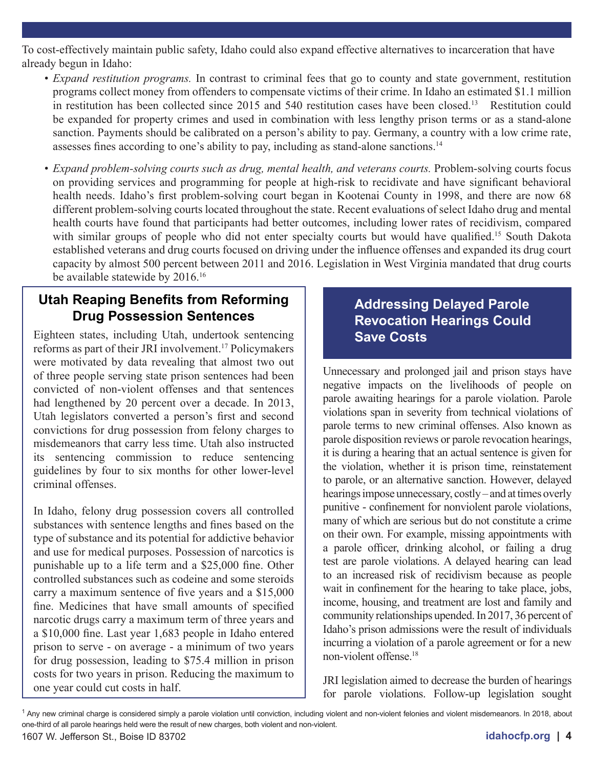To cost-effectively maintain public safety, Idaho could also expand effective alternatives to incarceration that have already begun in Idaho:

- *Expand restitution programs.* In contrast to criminal fees that go to county and state government, restitution programs collect money from offenders to compensate victims of their crime. In Idaho an estimated $1.1 million in restitution has been collected since 2015 and 540 restitution cases have been closed.[13] Restitution could be expanded for property crimes and used in combination with less lengthy prison terms or as a stand-alone sanction. Payments should be calibrated on a person's ability to pay. Germany, a country with a low crime rate, assesses fines according to one's ability to pay, including as stand-alone sanctions.[14]
- *Expand problem-solving courts such as drug, mental health, and veterans courts.* Problem-solving courts focus on providing services and programming for people at high-risk to recidivate and have significant behavioral health needs. Idaho's first problem-solving court began in Kootenai County in 1998, and there are now 68 different problem-solving courts located throughout the state. Recent evaluations of select Idaho drug and mental health courts have found that participants had better outcomes, including lower rates of recidivism, compared with similar groups of people who did not enter specialty courts but would have qualified.[15] South Dakota established veterans and drug courts focused on driving under the influence offenses and expanded its drug court capacity by almost 500 percent between 2011 and 2016. Legislation in West Virginia mandated that drug courts be available statewide by 2016.[16]

## Utah Reaping Benefits from Reforming Drug Possession Sentences

Eighteen states, including Utah, undertook sentencing reforms as part of their JRI involvement.[17] Policymakers were motivated by data revealing that almost two out of three people serving state prison sentences had been convicted of non-violent offenses and that sentences had lengthened by 20 percent over a decade. In 2013, Utah legislators converted a person's first and second convictions for drug possession from felony charges to misdemeanors that carry less time. Utah also instructed its sentencing commission to reduce sentencing guidelines by four to six months for other lower-level criminal offenses.

In Idaho, felony drug possession covers all controlled substances with sentence lengths and fines based on the type of substance and its potential for addictive behavior and use for medical purposes. Possession of narcotics is punishable up to a life term and a $25,000 fine. Other controlled substances such as codeine and some steroids carry a maximum sentence of five years and a $15,000 fine. Medicines that have small amounts of specified narcotic drugs carry a maximum term of three years and a $10,000 fine. Last year 1,683 people in Idaho entered prison to serve - on average - a minimum of two years for drug possession, leading to $75.4 million in prison costs for two years in prison. Reducing the maximum to one year could cut costs in half.

## Addressing Delayed Parole Revocation Hearings Could Save Costs

Unnecessary and prolonged jail and prison stays have negative impacts on the livelihoods of people on parole awaiting hearings for a parole violation. Parole violations span in severity from technical violations of parole terms to new criminal offenses. Also known as parole disposition reviews or parole revocation hearings, it is during a hearing that an actual sentence is given for the violation, whether it is prison time, reinstatement to parole, or an alternative sanction. However, delayed hearings impose unnecessary, costly – and at times overly punitive - confinement for nonviolent parole violations, many of which are serious but do not constitute a crime on their own. For example, missing appointments with a parole officer, drinking alcohol, or failing a drug test are parole violations. A delayed hearing can lead to an increased risk of recidivism because as people wait in confinement for the hearing to take place, jobs, income, housing, and treatment are lost and family and community relationships upended. In 2017, 36 percent of Idaho's prison admissions were the result of individuals incurring a violation of a parole agreement or for a new non-violent offense.[18]

JRI legislation aimed to decrease the burden of hearings for parole violations. Follow-up legislation sought

[1] Any new criminal charge is considered simply a parole violation until conviction, including violent and non-violent felonies and violent misdemeanors. In 2018, about one-third of all parole hearings held were the result of new charges, both violent and non-violent.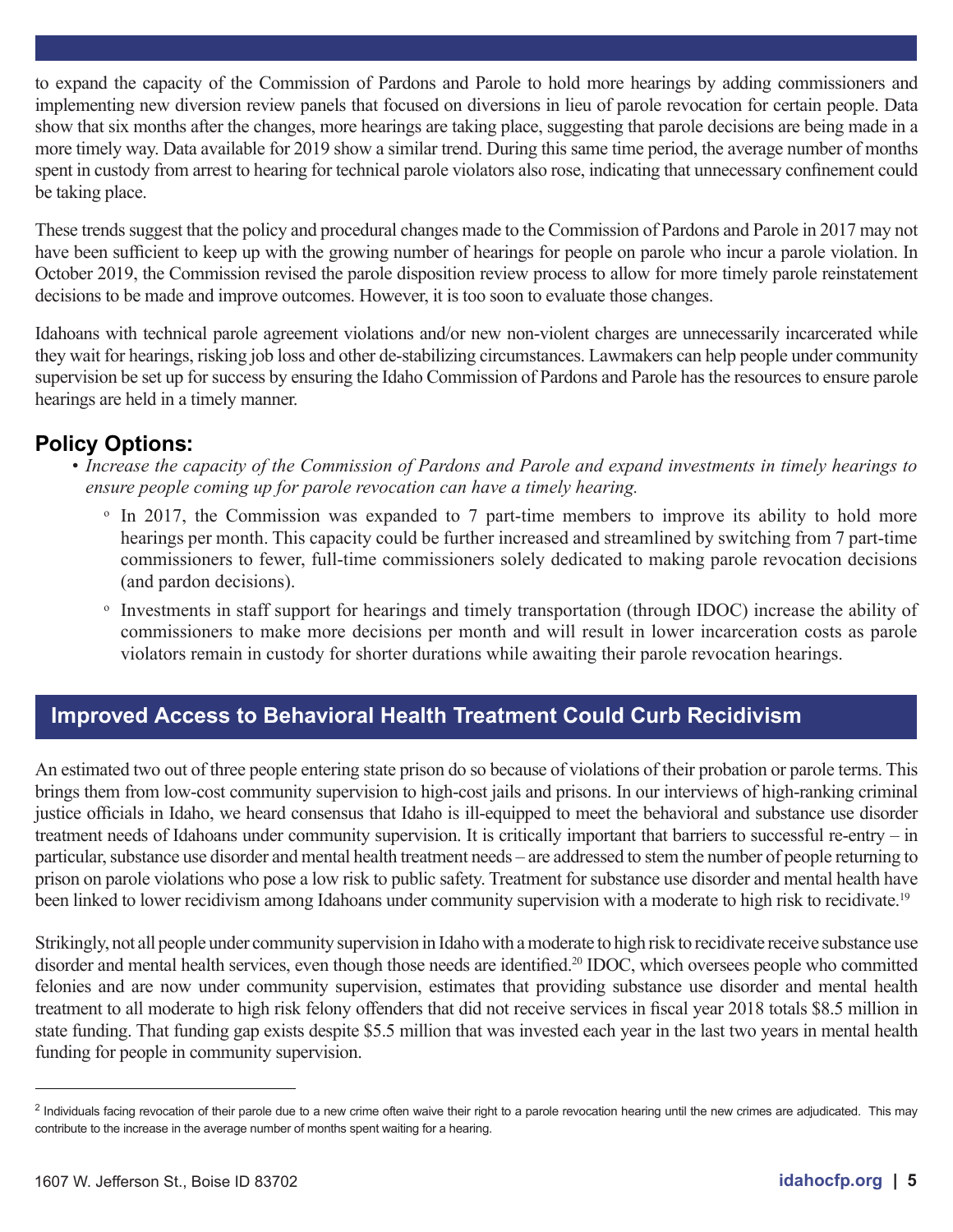to expand the capacity of the Commission of Pardons and Parole to hold more hearings by adding commissioners and implementing new diversion review panels that focused on diversions in lieu of parole revocation for certain people. Data show that six months after the changes, more hearings are taking place, suggesting that parole decisions are being made in a more timely way. Data available for 2019 show a similar trend. During this same time period, the average number of months spent in custody from arrest to hearing for technical parole violators also rose, indicating that unnecessary confinement could be taking place.

These trends suggest that the policy and procedural changes made to the Commission of Pardons and Parole in 2017 may not have been sufficient to keep up with the growing number of hearings for people on parole who incur a parole violation. In October 2019, the Commission revised the parole disposition review process to allow for more timely parole reinstatement decisions to be made and improve outcomes. However, it is too soon to evaluate those changes.

Idahoans with technical parole agreement violations and/or new non-violent charges are unnecessarily incarcerated while they wait for hearings, risking job loss and other de-stabilizing circumstances. Lawmakers can help people under community supervision be set up for success by ensuring the Idaho Commission of Pardons and Parole has the resources to ensure parole hearings are held in a timely manner.

## Policy Options:

- *Increase the capacity of the Commission of Pardons and Parole and expand investments in timely hearings to ensure people coming up for parole revocation can have a timely hearing.*
  - In 2017, the Commission was expanded to 7 part-time members to improve its ability to hold more hearings per month. This capacity could be further increased and streamlined by switching from 7 part-time commissioners to fewer, full-time commissioners solely dedicated to making parole revocation decisions (and pardon decisions).
  - Investments in staff support for hearings and timely transportation (through IDOC) increase the ability of commissioners to make more decisions per month and will result in lower incarceration costs as parole violators remain in custody for shorter durations while awaiting their parole revocation hearings.

## Improved Access to Behavioral Health Treatment Could Curb Recidivism

An estimated two out of three people entering state prison do so because of violations of their probation or parole terms. This brings them from low-cost community supervision to high-cost jails and prisons. In our interviews of high-ranking criminal justice officials in Idaho, we heard consensus that Idaho is ill-equipped to meet the behavioral and substance use disorder treatment needs of Idahoans under community supervision. It is critically important that barriers to successful re-entry – in particular, substance use disorder and mental health treatment needs – are addressed to stem the number of people returning to prison on parole violations who pose a low risk to public safety. Treatment for substance use disorder and mental health have been linked to lower recidivism among Idahoans under community supervision with a moderate to high risk to recidivate.[19]

Strikingly, not all people under community supervision in Idaho with a moderate to high risk to recidivate receive substance use disorder and mental health services, even though those needs are identified.[20] IDOC, which oversees people who committed felonies and are now under community supervision, estimates that providing substance use disorder and mental health treatment to all moderate to high risk felony offenders that did not receive services in fiscal year 2018 totals $8.5 million in state funding. That funding gap exists despite $5.5 million that was invested each year in the last two years in mental health funding for people in community supervision.

---

[2] Individuals facing revocation of their parole due to a new crime often waive their right to a parole revocation hearing until the new crimes are adjudicated. This may contribute to the increase in the average number of months spent waiting for a hearing.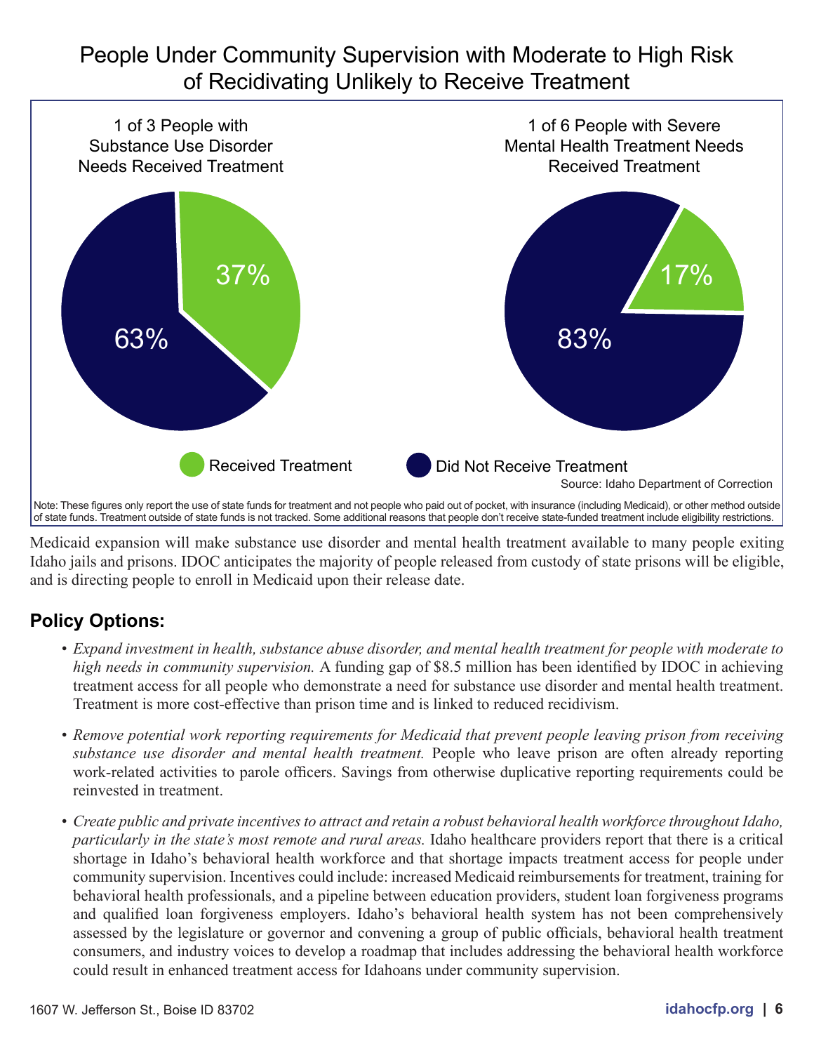# People Under Community Supervision with Moderate to High Risk of Recidivating Unlikely to Receive Treatment

**1 of 3 People with Substance Use Disorder Needs Received Treatment**

- Received Treatment: 37%
- Did Not Receive Treatment: 63%

**1 of 6 People with Severe Mental Health Treatment Needs Received Treatment**

- Received Treatment: 17%
- Did Not Receive Treatment: 83%

Source: Idaho Department of Correction

Note: These figures only report the use of state funds for treatment and not people who paid out of pocket, with insurance (including Medicaid), or other method outside of state funds. Treatment outside of state funds is not tracked. Some additional reasons that people don't receive state-funded treatment include eligibility restrictions.

Medicaid expansion will make substance use disorder and mental health treatment available to many people exiting Idaho jails and prisons. IDOC anticipates the majority of people released from custody of state prisons will be eligible, and is directing people to enroll in Medicaid upon their release date.

## Policy Options:

- *Expand investment in health, substance abuse disorder, and mental health treatment for people with moderate to high needs in community supervision.* A funding gap of $8.5 million has been identified by IDOC in achieving treatment access for all people who demonstrate a need for substance use disorder and mental health treatment. Treatment is more cost-effective than prison time and is linked to reduced recidivism.
- *Remove potential work reporting requirements for Medicaid that prevent people leaving prison from receiving substance use disorder and mental health treatment.* People who leave prison are often already reporting work-related activities to parole officers. Savings from otherwise duplicative reporting requirements could be reinvested in treatment.
- *Create public and private incentives to attract and retain a robust behavioral health workforce throughout Idaho, particularly in the state's most remote and rural areas.* Idaho healthcare providers report that there is a critical shortage in Idaho's behavioral health workforce and that shortage impacts treatment access for people under community supervision. Incentives could include: increased Medicaid reimbursements for treatment, training for behavioral health professionals, and a pipeline between education providers, student loan forgiveness programs and qualified loan forgiveness employers. Idaho's behavioral health system has not been comprehensively assessed by the legislature or governor and convening a group of public officials, behavioral health treatment consumers, and industry voices to develop a roadmap that includes addressing the behavioral health workforce could result in enhanced treatment access for Idahoans under community supervision.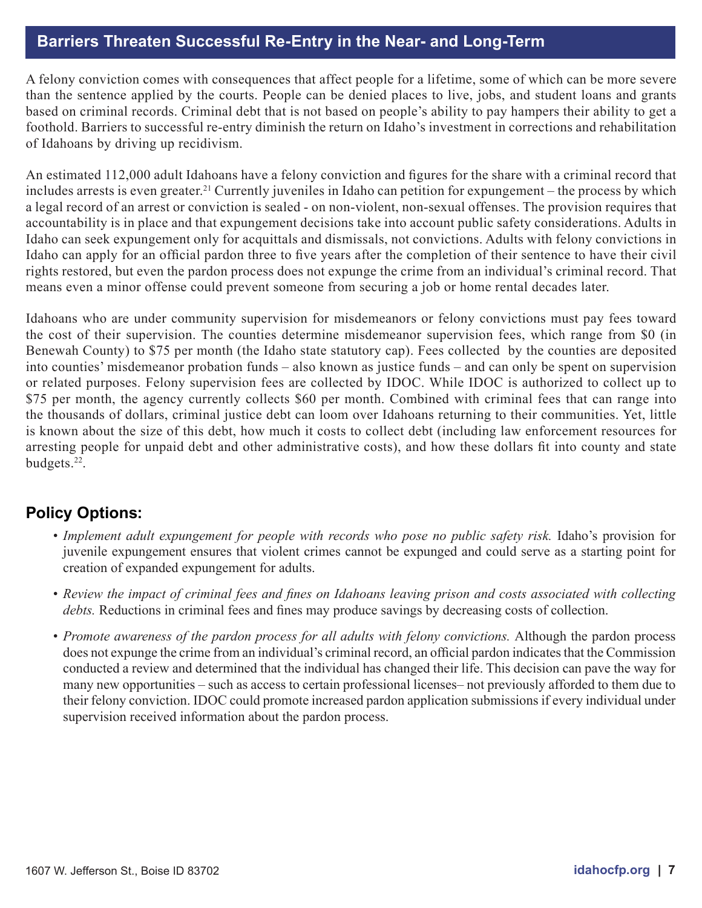## Barriers Threaten Successful Re-Entry in the Near- and Long-Term

A felony conviction comes with consequences that affect people for a lifetime, some of which can be more severe than the sentence applied by the courts. People can be denied places to live, jobs, and student loans and grants based on criminal records. Criminal debt that is not based on people's ability to pay hampers their ability to get a foothold. Barriers to successful re-entry diminish the return on Idaho's investment in corrections and rehabilitation of Idahoans by driving up recidivism.

An estimated 112,000 adult Idahoans have a felony conviction and figures for the share with a criminal record that includes arrests is even greater.[21] Currently juveniles in Idaho can petition for expungement – the process by which a legal record of an arrest or conviction is sealed - on non-violent, non-sexual offenses. The provision requires that accountability is in place and that expungement decisions take into account public safety considerations. Adults in Idaho can seek expungement only for acquittals and dismissals, not convictions. Adults with felony convictions in Idaho can apply for an official pardon three to five years after the completion of their sentence to have their civil rights restored, but even the pardon process does not expunge the crime from an individual's criminal record. That means even a minor offense could prevent someone from securing a job or home rental decades later.

Idahoans who are under community supervision for misdemeanors or felony convictions must pay fees toward the cost of their supervision. The counties determine misdemeanor supervision fees, which range from $0 (in Benewah County) to $75 per month (the Idaho state statutory cap). Fees collected by the counties are deposited into counties' misdemeanor probation funds – also known as justice funds – and can only be spent on supervision or related purposes. Felony supervision fees are collected by IDOC. While IDOC is authorized to collect up to $75 per month, the agency currently collects $60 per month. Combined with criminal fees that can range into the thousands of dollars, criminal justice debt can loom over Idahoans returning to their communities. Yet, little is known about the size of this debt, how much it costs to collect debt (including law enforcement resources for arresting people for unpaid debt and other administrative costs), and how these dollars fit into county and state budgets.[22].

### Policy Options:

- *Implement adult expungement for people with records who pose no public safety risk.* Idaho's provision for juvenile expungement ensures that violent crimes cannot be expunged and could serve as a starting point for creation of expanded expungement for adults.
- *Review the impact of criminal fees and fines on Idahoans leaving prison and costs associated with collecting debts.* Reductions in criminal fees and fines may produce savings by decreasing costs of collection.
- *Promote awareness of the pardon process for all adults with felony convictions.* Although the pardon process does not expunge the crime from an individual's criminal record, an official pardon indicates that the Commission conducted a review and determined that the individual has changed their life. This decision can pave the way for many new opportunities – such as access to certain professional licenses– not previously afforded to them due to their felony conviction. IDOC could promote increased pardon application submissions if every individual under supervision received information about the pardon process.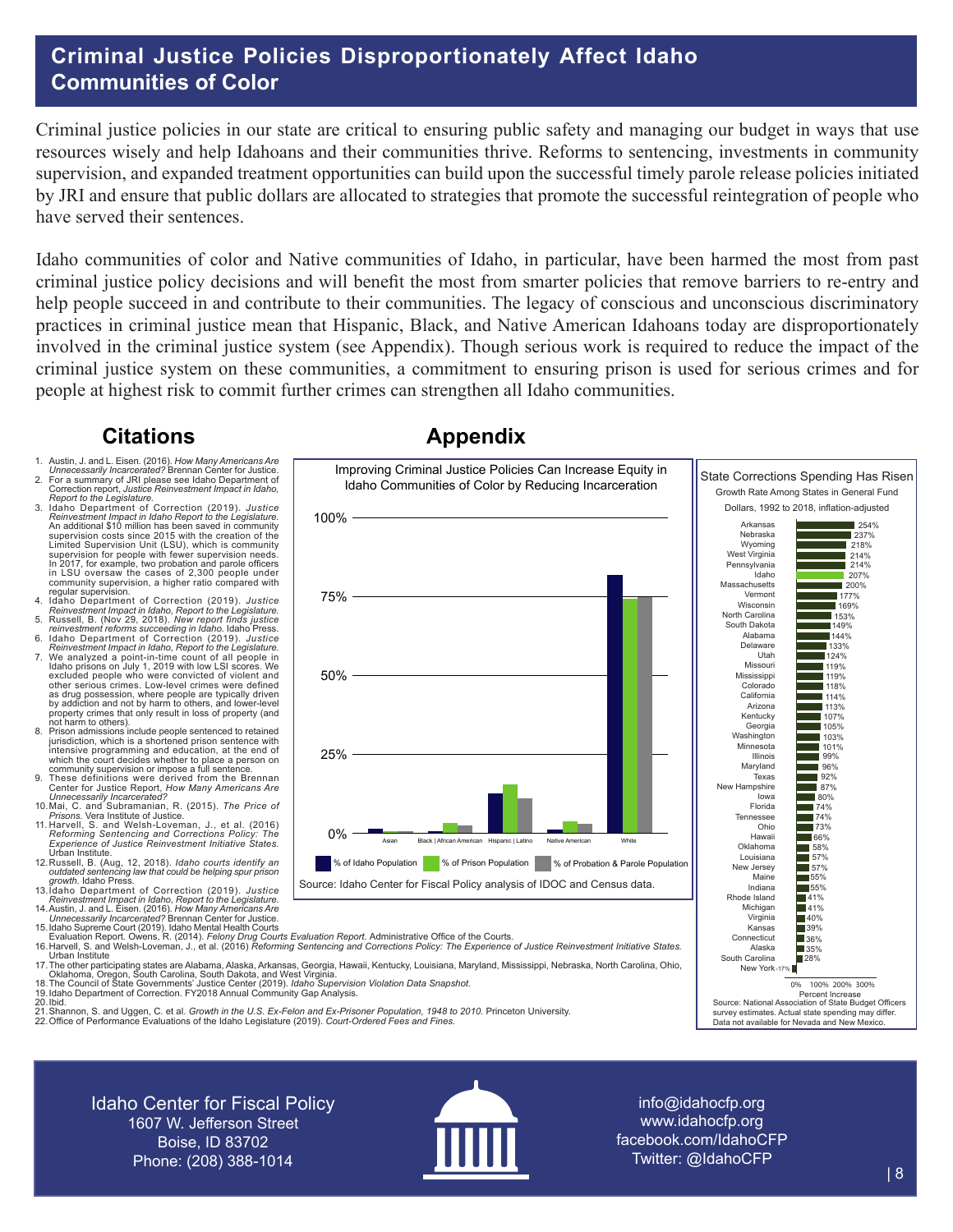## Criminal Justice Policies Disproportionately Affect Idaho Communities of Color

Criminal justice policies in our state are critical to ensuring public safety and managing our budget in ways that use resources wisely and help Idahoans and their communities thrive. Reforms to sentencing, investments in community supervision, and expanded treatment opportunities can build upon the successful timely parole release policies initiated by JRI and ensure that public dollars are allocated to strategies that promote the successful reintegration of people who have served their sentences.

Idaho communities of color and Native communities of Idaho, in particular, have been harmed the most from past criminal justice policy decisions and will benefit the most from smarter policies that remove barriers to re-entry and help people succeed in and contribute to their communities. The legacy of conscious and unconscious discriminatory practices in criminal justice mean that Hispanic, Black, and Native American Idahoans today are disproportionately involved in the criminal justice system (see Appendix). Though serious work is required to reduce the impact of the criminal justice system on these communities, a commitment to ensuring prison is used for serious crimes and for people at highest risk to commit further crimes can strengthen all Idaho communities.

## Citations

1. Austin, J. and L. Eisen. (2016). *How Many Americans Are Unnecessarily Incarcerated?* Brennan Center for Justice.
2. For a summary of JRI please see Idaho Department of Correction report, *Justice Reinvestment Impact in Idaho, Report to the Legislature.*
3. Idaho Department of Correction (2019). *Justice Reinvestment Impact in Idaho Report to the Legislature.* An additional $10 million has been saved in community supervision costs since 2015 with the creation of the Limited Supervision Unit (LSU), which is community supervision for people with fewer supervision needs. In 2017, for example, two probation and parole officers in LSU oversaw the cases of 2,300 people under community supervision, a higher ratio compared with regular supervision.
4. Idaho Department of Correction (2019). *Justice Reinvestment Impact in Idaho, Report to the Legislature.*
5. Russell, B. (Nov 29, 2018). *New report finds justice reinvestment reforms succeeding in Idaho.* Idaho Press.
6. Idaho Department of Correction (2019). *Justice Reinvestment Impact in Idaho, Report to the Legislature.*
7. We analyzed a point-in-time count of all people in Idaho prisons on July 1, 2019 with low LSI scores. We excluded people who were convicted of violent and other serious crimes. Low-level crimes were defined as drug possession, where people are typically driven by addiction and not by harm to others, and lower-level property crimes that only result in loss of property (and not harm to others).
8. Prison admissions include people sentenced to retained jurisdiction, which is a shortened prison sentence with intensive programming and education, at the end of which the court decides whether to place a person on community supervision or impose a full sentence.
9. These definitions were derived from the Brennan Center for Justice Report, *How Many Americans Are Unnecessarily Incarcerated?*
10. Mai, C. and Subramanian, R. (2015). *The Price of Prisons.* Vera Institute of Justice.
11. Harvell, S. and Welsh-Loveman, J., et al. (2016) *Reforming Sentencing and Corrections Policy: The Experience of Justice Reinvestment Initiative States.* Urban Institute.
12. Russell, B. (Aug, 12, 2018). *Idaho courts identify an outdated sentencing law that could be helping spur prison growth.* Idaho Press.
13. Idaho Department of Correction (2019). *Justice Reinvestment Impact in Idaho, Report to the Legislature.*
14. Austin, J. and L. Eisen. (2016). *How Many Americans Are Unnecessarily Incarcerated?* Brennan Center for Justice.
15. Idaho Supreme Court (2019). Idaho Mental Health Courts Evaluation Report. Owens, R. (2014). *Felony Drug Courts Evaluation Report.* Administrative Office of the Courts.
16. Harvell, S. and Welsh-Loveman, J., et al. (2016) *Reforming Sentencing and Corrections Policy: The Experience of Justice Reinvestment Initiative States.* Urban Institute
17. The other participating states are Alabama, Alaska, Arkansas, Georgia, Hawaii, Kentucky, Louisiana, Maryland, Mississippi, Nebraska, North Carolina, Ohio, Oklahoma, Oregon, South Carolina, South Dakota, and West Virginia.
18. The Council of State Governments' Justice Center (2019). *Idaho Supervision Violation Data Snapshot.*
19. Idaho Department of Correction. FY2018 Annual Community Gap Analysis.
20. Ibid.
21. Shannon, S. and Uggen, C. et al. *Growth in the U.S. Ex-Felon and Ex-Prisoner Population, 1948 to 2010.* Princeton University.
22. Office of Performance Evaluations of the Idaho Legislature (2019). *Court-Ordered Fees and Fines.*

## Appendix

Improving Criminal Justice Policies Can Increase Equity in Idaho Communities of Color by Reducing Incarceration

100%
75%
50%
25%
0%

Asian
Black | African American
Hispanic | Latino
Native American
White

% of Idaho Population
% of Prison Population
% of Probation & Parole Population

Source: Idaho Center for Fiscal Policy analysis of IDOC and Census data.

State Corrections Spending Has Risen

Growth Rate Among States in General Fund Dollars, 1992 to 2018, inflation-adjusted

Arkansas 254%
Nebraska 237%
Wyoming 218%
West Virginia 214%
Pennsylvania 214%
Idaho 207%
Massachusetts 200%
Vermont 177%
Wisconsin 169%
North Carolina 153%
South Dakota 149%
Alabama 144%
Delaware 133%
Utah 124%
Missouri 119%
Mississippi 119%
Colorado 118%
California 114%
Arizona 113%
Kentucky 107%
Georgia 105%
Washington 103%
Minnesota 101%
Illinois 99%
Maryland 96%
Texas 92%
New Hampshire 87%
Iowa 80%
Florida 74%
Tennessee 74%
Ohio 73%
Hawaii 66%
Oklahoma 58%
Louisiana 57%
New Jersey 57%
Maine 55%
Indiana 55%
Rhode Island 41%
Michigan 41%
Virginia 40%
Kansas 39%
Connecticut 36%
Alaska 35%
South Carolina 28%
New York -17%

0% 100% 200% 300%
Percent Increase

Source: National Association of State Budget Officers survey estimates. Actual state spending may differ. Data not available for Nevada and New Mexico.

Idaho Center for Fiscal Policy
1607 W. Jefferson Street
Boise, ID 83702
Phone: (208) 388-1014

info@idahocfp.org
www.idahocfp.org
facebook.com/IdahoCFP
Twitter: @IdahoCFP